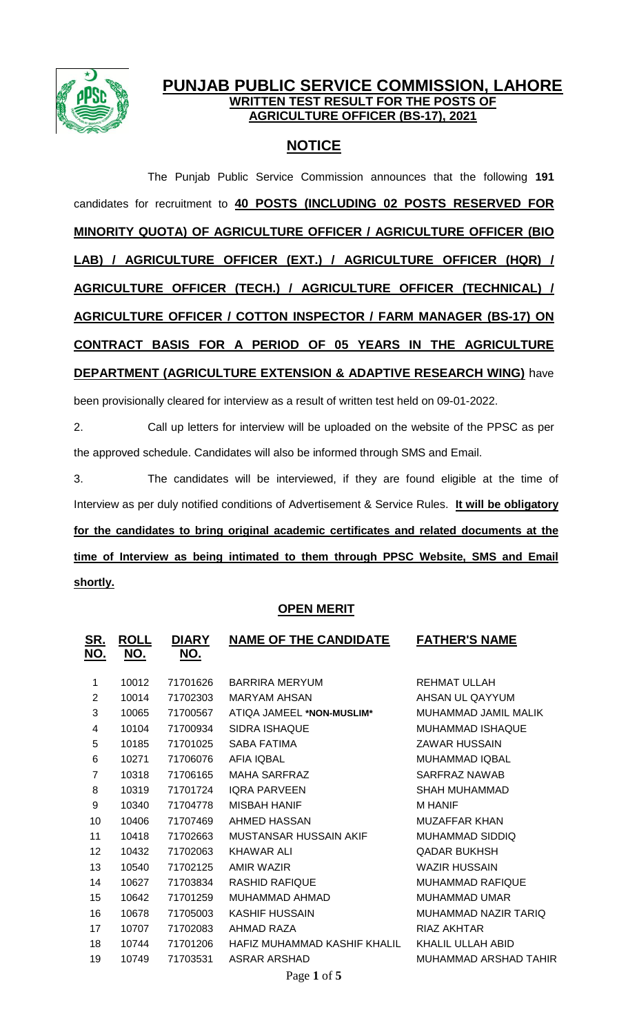# PUNJAB PUBLIC SERVICE COMMISSION, LAHORE

## WRITTEN TEST RESULT FOR THE POSTS OF AGRICULTURE OFFICER (BS-17), 2021

## NOTICE

The Punjab Public Service Commission announces that the following **191** candidates for recruitment to **40 POSTS (INCLUDING 02 POSTS RESERVED FOR MINORITY QUOTA) OF AGRICULTURE OFFICER / AGRICULTURE OFFICER (BIO LAB) / AGRICULTURE OFFICER (EXT.) / AGRICULTURE OFFICER (HQR) / AGRICULTURE OFFICER (TECH.) / AGRICULTURE OFFICER (TECHNICAL) / AGRICULTURE OFFICER / COTTON INSPECTOR / FARM MANAGER (BS-17) ON CONTRACT BASIS FOR A PERIOD OF 05 YEARS IN THE AGRICULTURE DEPARTMENT (AGRICULTURE EXTENSION & ADAPTIVE RESEARCH WING)** have been provisionally cleared for interview as a result of written test held on 09-01-2022.

2. Call up letters for interview will be uploaded on the website of the PPSC as per the approved schedule. Candidates will also be informed through SMS and Email.

3. The candidates will be interviewed, if they are found eligible at the time of Interview as per duly notified conditions of Advertisement & Service Rules. **It will be obligatory for the candidates to bring original academic certificates and related documents at the time of Interview as being intimated to them through PPSC Website, SMS and Email shortly.**

### OPEN MERIT

| SR. NO. | ROLL NO. | DIARY NO. | NAME OF THE CANDIDATE | FATHER'S NAME |
|---|---|---|---|---|
| 1 | 10012 | 71701626 | BARRIRA MERYUM | REHMAT ULLAH |
| 2 | 10014 | 71702303 | MARYAM AHSAN | AHSAN UL QAYYUM |
| 3 | 10065 | 71700567 | ATIQA JAMEEL **\*NON-MUSLIM\*** | MUHAMMAD JAMIL MALIK |
| 4 | 10104 | 71700934 | SIDRA ISHAQUE | MUHAMMAD ISHAQUE |
| 5 | 10185 | 71701025 | SABA FATIMA | ZAWAR HUSSAIN |
| 6 | 10271 | 71706076 | AFIA IQBAL | MUHAMMAD IQBAL |
| 7 | 10318 | 71706165 | MAHA SARFRAZ | SARFRAZ NAWAB |
| 8 | 10319 | 71701724 | IQRA PARVEEN | SHAH MUHAMMAD |
| 9 | 10340 | 71704778 | MISBAH HANIF | M HANIF |
| 10 | 10406 | 71707469 | AHMED HASSAN | MUZAFFAR KHAN |
| 11 | 10418 | 71702663 | MUSTANSAR HUSSAIN AKIF | MUHAMMAD SIDDIQ |
| 12 | 10432 | 71702063 | KHAWAR ALI | QADAR BUKHSH |
| 13 | 10540 | 71702125 | AMIR WAZIR | WAZIR HUSSAIN |
| 14 | 10627 | 71703834 | RASHID RAFIQUE | MUHAMMAD RAFIQUE |
| 15 | 10642 | 71701259 | MUHAMMAD AHMAD | MUHAMMAD UMAR |
| 16 | 10678 | 71705003 | KASHIF HUSSAIN | MUHAMMAD NAZIR TARIQ |
| 17 | 10707 | 71702083 | AHMAD RAZA | RIAZ AKHTAR |
| 18 | 10744 | 71701206 | HAFIZ MUHAMMAD KASHIF KHALIL | KHALIL ULLAH ABID |
| 19 | 10749 | 71703531 | ASRAR ARSHAD | MUHAMMAD ARSHAD TAHIR |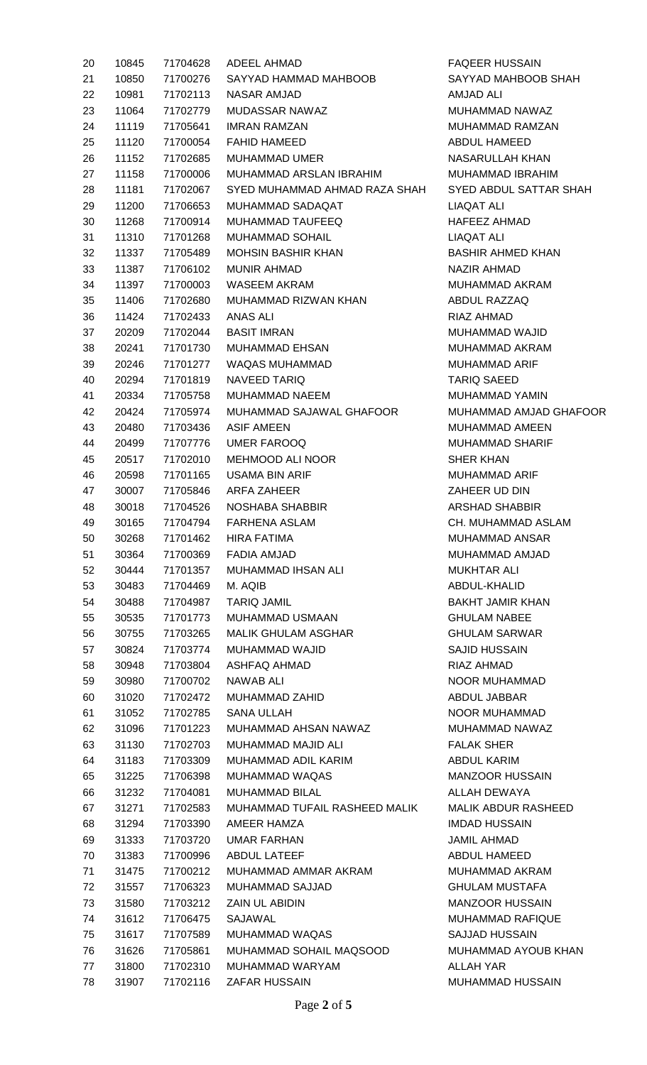| | | | | |
|---|---|---|---|---|
| 20 | 10845 | 71704628 | ADEEL AHMAD | FAQEER HUSSAIN |
| 21 | 10850 | 71700276 | SAYYAD HAMMAD MAHBOOB | SAYYAD MAHBOOB SHAH |
| 22 | 10981 | 71702113 | NASAR AMJAD | AMJAD ALI |
| 23 | 11064 | 71702779 | MUDASSAR NAWAZ | MUHAMMAD NAWAZ |
| 24 | 11119 | 71705641 | IMRAN RAMZAN | MUHAMMAD RAMZAN |
| 25 | 11120 | 71700054 | FAHID HAMEED | ABDUL HAMEED |
| 26 | 11152 | 71702685 | MUHAMMAD UMER | NASARULLAH KHAN |
| 27 | 11158 | 71700006 | MUHAMMAD ARSLAN IBRAHIM | MUHAMMAD IBRAHIM |
| 28 | 11181 | 71702067 | SYED MUHAMMAD AHMAD RAZA SHAH | SYED ABDUL SATTAR SHAH |
| 29 | 11200 | 71706653 | MUHAMMAD SADAQAT | LIAQAT ALI |
| 30 | 11268 | 71700914 | MUHAMMAD TAUFEEQ | HAFEEZ AHMAD |
| 31 | 11310 | 71701268 | MUHAMMAD SOHAIL | LIAQAT ALI |
| 32 | 11337 | 71705489 | MOHSIN BASHIR KHAN | BASHIR AHMED KHAN |
| 33 | 11387 | 71706102 | MUNIR AHMAD | NAZIR AHMAD |
| 34 | 11397 | 71700003 | WASEEM AKRAM | MUHAMMAD AKRAM |
| 35 | 11406 | 71702680 | MUHAMMAD RIZWAN KHAN | ABDUL RAZZAQ |
| 36 | 11424 | 71702433 | ANAS ALI | RIAZ AHMAD |
| 37 | 20209 | 71702044 | BASIT IMRAN | MUHAMMAD WAJID |
| 38 | 20241 | 71701730 | MUHAMMAD EHSAN | MUHAMMAD AKRAM |
| 39 | 20246 | 71701277 | WAQAS MUHAMMAD | MUHAMMAD ARIF |
| 40 | 20294 | 71701819 | NAVEED TARIQ | TARIQ SAEED |
| 41 | 20334 | 71705758 | MUHAMMAD NAEEM | MUHAMMAD YAMIN |
| 42 | 20424 | 71705974 | MUHAMMAD SAJAWAL GHAFOOR | MUHAMMAD AMJAD GHAFOOR |
| 43 | 20480 | 71703436 | ASIF AMEEN | MUHAMMAD AMEEN |
| 44 | 20499 | 71707776 | UMER FAROOQ | MUHAMMAD SHARIF |
| 45 | 20517 | 71702010 | MEHMOOD ALI NOOR | SHER KHAN |
| 46 | 20598 | 71701165 | USAMA BIN ARIF | MUHAMMAD ARIF |
| 47 | 30007 | 71705846 | ARFA ZAHEER | ZAHEER UD DIN |
| 48 | 30018 | 71704526 | NOSHABA SHABBIR | ARSHAD SHABBIR |
| 49 | 30165 | 71704794 | FARHENA ASLAM | CH. MUHAMMAD ASLAM |
| 50 | 30268 | 71701462 | HIRA FATIMA | MUHAMMAD ANSAR |
| 51 | 30364 | 71700369 | FADIA AMJAD | MUHAMMAD AMJAD |
| 52 | 30444 | 71701357 | MUHAMMAD IHSAN ALI | MUKHTAR ALI |
| 53 | 30483 | 71704469 | M. AQIB | ABDUL-KHALID |
| 54 | 30488 | 71704987 | TARIQ JAMIL | BAKHT JAMIR KHAN |
| 55 | 30535 | 71701773 | MUHAMMAD USMAAN | GHULAM NABEE |
| 56 | 30755 | 71703265 | MALIK GHULAM ASGHAR | GHULAM SARWAR |
| 57 | 30824 | 71703774 | MUHAMMAD WAJID | SAJID HUSSAIN |
| 58 | 30948 | 71703804 | ASHFAQ AHMAD | RIAZ AHMAD |
| 59 | 30980 | 71700702 | NAWAB ALI | NOOR MUHAMMAD |
| 60 | 31020 | 71702472 | MUHAMMAD ZAHID | ABDUL JABBAR |
| 61 | 31052 | 71702785 | SANA ULLAH | NOOR MUHAMMAD |
| 62 | 31096 | 71701223 | MUHAMMAD AHSAN NAWAZ | MUHAMMAD NAWAZ |
| 63 | 31130 | 71702703 | MUHAMMAD MAJID ALI | FALAK SHER |
| 64 | 31183 | 71703309 | MUHAMMAD ADIL KARIM | ABDUL KARIM |
| 65 | 31225 | 71706398 | MUHAMMAD WAQAS | MANZOOR HUSSAIN |
| 66 | 31232 | 71704081 | MUHAMMAD BILAL | ALLAH DEWAYA |
| 67 | 31271 | 71702583 | MUHAMMAD TUFAIL RASHEED MALIK | MALIK ABDUR RASHEED |
| 68 | 31294 | 71703390 | AMEER HAMZA | IMDAD HUSSAIN |
| 69 | 31333 | 71703720 | UMAR FARHAN | JAMIL AHMAD |
| 70 | 31383 | 71700996 | ABDUL LATEEF | ABDUL HAMEED |
| 71 | 31475 | 71700212 | MUHAMMAD AMMAR AKRAM | MUHAMMAD AKRAM |
| 72 | 31557 | 71706323 | MUHAMMAD SAJJAD | GHULAM MUSTAFA |
| 73 | 31580 | 71703212 | ZAIN UL ABIDIN | MANZOOR HUSSAIN |
| 74 | 31612 | 71706475 | SAJAWAL | MUHAMMAD RAFIQUE |
| 75 | 31617 | 71707589 | MUHAMMAD WAQAS | SAJJAD HUSSAIN |
| 76 | 31626 | 71705861 | MUHAMMAD SOHAIL MAQSOOD | MUHAMMAD AYOUB KHAN |
| 77 | 31800 | 71702310 | MUHAMMAD WARYAM | ALLAH YAR |
| 78 | 31907 | 71702116 | ZAFAR HUSSAIN | MUHAMMAD HUSSAIN |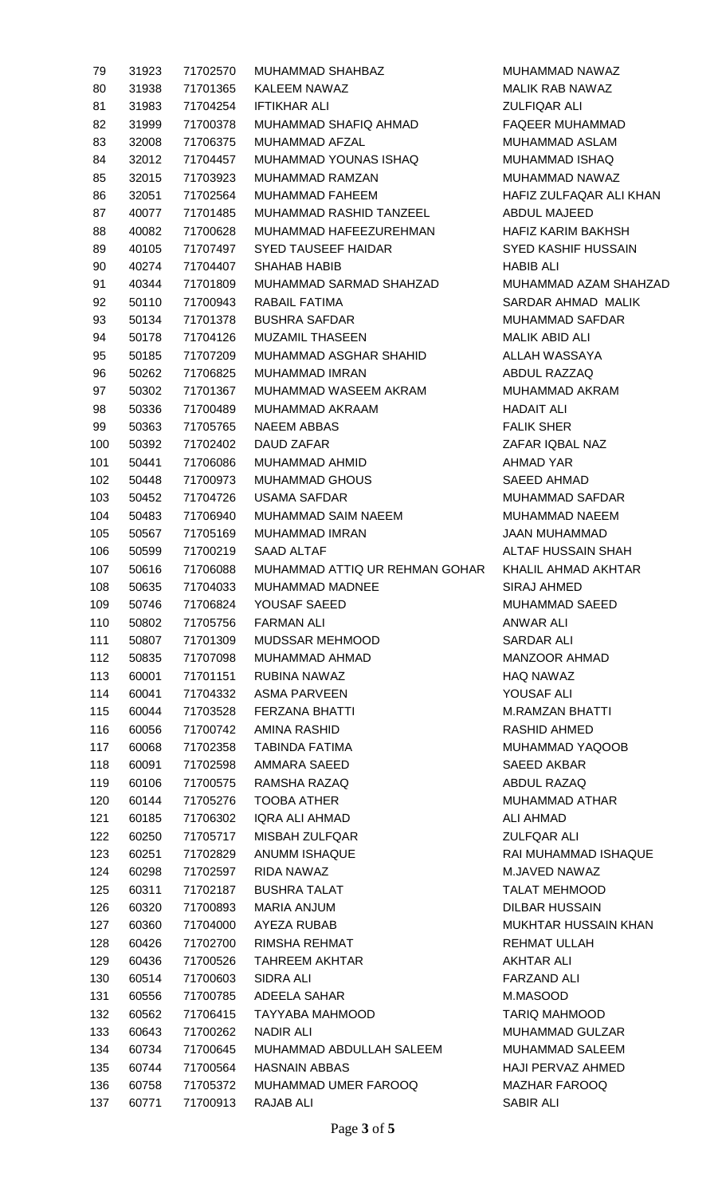| | | | | |
|---|---|---|---|---|
| 79 | 31923 | 71702570 | MUHAMMAD SHAHBAZ | MUHAMMAD NAWAZ |
| 80 | 31938 | 71701365 | KALEEM NAWAZ | MALIK RAB NAWAZ |
| 81 | 31983 | 71704254 | IFTIKHAR ALI | ZULFIQAR ALI |
| 82 | 31999 | 71700378 | MUHAMMAD SHAFIQ AHMAD | FAQEER MUHAMMAD |
| 83 | 32008 | 71706375 | MUHAMMAD AFZAL | MUHAMMAD ASLAM |
| 84 | 32012 | 71704457 | MUHAMMAD YOUNAS ISHAQ | MUHAMMAD ISHAQ |
| 85 | 32015 | 71703923 | MUHAMMAD RAMZAN | MUHAMMAD NAWAZ |
| 86 | 32051 | 71702564 | MUHAMMAD FAHEEM | HAFIZ ZULFAQAR ALI KHAN |
| 87 | 40077 | 71701485 | MUHAMMAD RASHID TANZEEL | ABDUL MAJEED |
| 88 | 40082 | 71700628 | MUHAMMAD HAFEEZUREHMAN | HAFIZ KARIM BAKHSH |
| 89 | 40105 | 71707497 | SYED TAUSEEF HAIDAR | SYED KASHIF HUSSAIN |
| 90 | 40274 | 71704407 | SHAHAB HABIB | HABIB ALI |
| 91 | 40344 | 71701809 | MUHAMMAD SARMAD SHAHZAD | MUHAMMAD AZAM SHAHZAD |
| 92 | 50110 | 71700943 | RABAIL FATIMA | SARDAR AHMAD MALIK |
| 93 | 50134 | 71701378 | BUSHRA SAFDAR | MUHAMMAD SAFDAR |
| 94 | 50178 | 71704126 | MUZAMIL THASEEN | MALIK ABID ALI |
| 95 | 50185 | 71707209 | MUHAMMAD ASGHAR SHAHID | ALLAH WASSAYA |
| 96 | 50262 | 71706825 | MUHAMMAD IMRAN | ABDUL RAZZAQ |
| 97 | 50302 | 71701367 | MUHAMMAD WASEEM AKRAM | MUHAMMAD AKRAM |
| 98 | 50336 | 71700489 | MUHAMMAD AKRAAM | HADAIT ALI |
| 99 | 50363 | 71705765 | NAEEM ABBAS | FALIK SHER |
| 100 | 50392 | 71702402 | DAUD ZAFAR | ZAFAR IQBAL NAZ |
| 101 | 50441 | 71706086 | MUHAMMAD AHMID | AHMAD YAR |
| 102 | 50448 | 71700973 | MUHAMMAD GHOUS | SAEED AHMAD |
| 103 | 50452 | 71704726 | USAMA SAFDAR | MUHAMMAD SAFDAR |
| 104 | 50483 | 71706940 | MUHAMMAD SAIM NAEEM | MUHAMMAD NAEEM |
| 105 | 50567 | 71705169 | MUHAMMAD IMRAN | JAAN MUHAMMAD |
| 106 | 50599 | 71700219 | SAAD ALTAF | ALTAF HUSSAIN SHAH |
| 107 | 50616 | 71706088 | MUHAMMAD ATTIQ UR REHMAN GOHAR | KHALIL AHMAD AKHTAR |
| 108 | 50635 | 71704033 | MUHAMMAD MADNEE | SIRAJ AHMED |
| 109 | 50746 | 71706824 | YOUSAF SAEED | MUHAMMAD SAEED |
| 110 | 50802 | 71705756 | FARMAN ALI | ANWAR ALI |
| 111 | 50807 | 71701309 | MUDSSAR MEHMOOD | SARDAR ALI |
| 112 | 50835 | 71707098 | MUHAMMAD AHMAD | MANZOOR AHMAD |
| 113 | 60001 | 71701151 | RUBINA NAWAZ | HAQ NAWAZ |
| 114 | 60041 | 71704332 | ASMA PARVEEN | YOUSAF ALI |
| 115 | 60044 | 71703528 | FERZANA BHATTI | M.RAMZAN BHATTI |
| 116 | 60056 | 71700742 | AMINA RASHID | RASHID AHMED |
| 117 | 60068 | 71702358 | TABINDA FATIMA | MUHAMMAD YAQOOB |
| 118 | 60091 | 71702598 | AMMARA SAEED | SAEED AKBAR |
| 119 | 60106 | 71700575 | RAMSHA RAZAQ | ABDUL RAZAQ |
| 120 | 60144 | 71705276 | TOOBA ATHER | MUHAMMAD ATHAR |
| 121 | 60185 | 71706302 | IQRA ALI AHMAD | ALI AHMAD |
| 122 | 60250 | 71705717 | MISBAH ZULFQAR | ZULFQAR ALI |
| 123 | 60251 | 71702829 | ANUMM ISHAQUE | RAI MUHAMMAD ISHAQUE |
| 124 | 60298 | 71702597 | RIDA NAWAZ | M.JAVED NAWAZ |
| 125 | 60311 | 71702187 | BUSHRA TALAT | TALAT MEHMOOD |
| 126 | 60320 | 71700893 | MARIA ANJUM | DILBAR HUSSAIN |
| 127 | 60360 | 71704000 | AYEZA RUBAB | MUKHTAR HUSSAIN KHAN |
| 128 | 60426 | 71702700 | RIMSHA REHMAT | REHMAT ULLAH |
| 129 | 60436 | 71700526 | TAHREEM AKHTAR | AKHTAR ALI |
| 130 | 60514 | 71700603 | SIDRA ALI | FARZAND ALI |
| 131 | 60556 | 71700785 | ADEELA SAHAR | M.MASOOD |
| 132 | 60562 | 71706415 | TAYYABA MAHMOOD | TARIQ MAHMOOD |
| 133 | 60643 | 71700262 | NADIR ALI | MUHAMMAD GULZAR |
| 134 | 60734 | 71700645 | MUHAMMAD ABDULLAH SALEEM | MUHAMMAD SALEEM |
| 135 | 60744 | 71700564 | HASNAIN ABBAS | HAJI PERVAZ AHMED |
| 136 | 60758 | 71705372 | MUHAMMAD UMER FAROOQ | MAZHAR FAROOQ |
| 137 | 60771 | 71700913 | RAJAB ALI | SABIR ALI |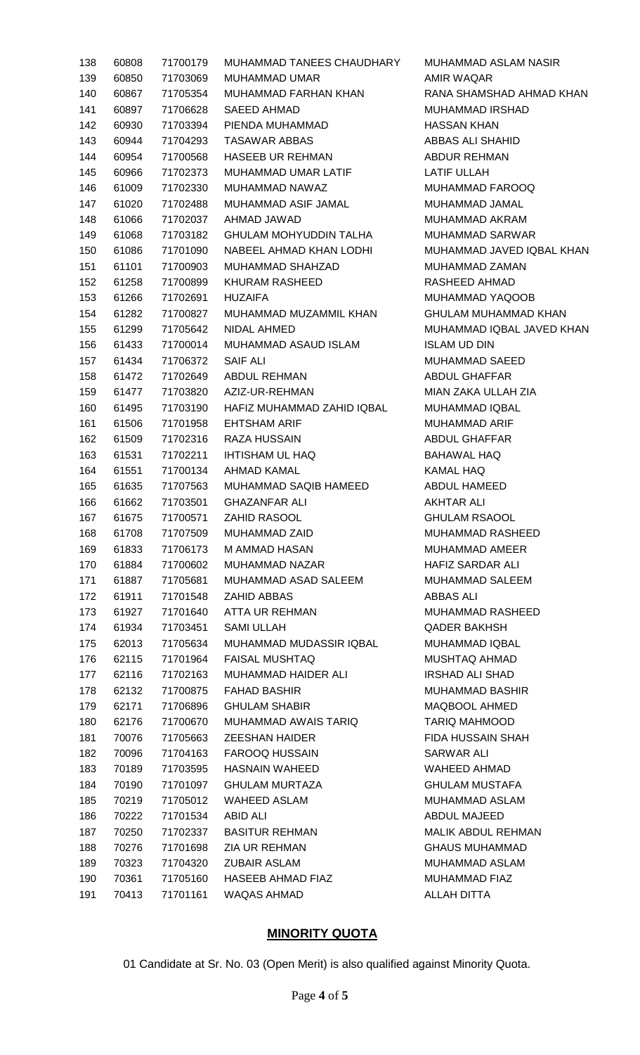| 138 | 60808 | 71700179 | MUHAMMAD TANEES CHAUDHARY | MUHAMMAD ASLAM NASIR |
|---|---|---|---|---|
| 139 | 60850 | 71703069 | MUHAMMAD UMAR | AMIR WAQAR |
| 140 | 60867 | 71705354 | MUHAMMAD FARHAN KHAN | RANA SHAMSHAD AHMAD KHAN |
| 141 | 60897 | 71706628 | SAEED AHMAD | MUHAMMAD IRSHAD |
| 142 | 60930 | 71703394 | PIENDA MUHAMMAD | HASSAN KHAN |
| 143 | 60944 | 71704293 | TASAWAR ABBAS | ABBAS ALI SHAHID |
| 144 | 60954 | 71700568 | HASEEB UR REHMAN | ABDUR REHMAN |
| 145 | 60966 | 71702373 | MUHAMMAD UMAR LATIF | LATIF ULLAH |
| 146 | 61009 | 71702330 | MUHAMMAD NAWAZ | MUHAMMAD FAROOQ |
| 147 | 61020 | 71702488 | MUHAMMAD ASIF JAMAL | MUHAMMAD JAMAL |
| 148 | 61066 | 71702037 | AHMAD JAWAD | MUHAMMAD AKRAM |
| 149 | 61068 | 71703182 | GHULAM MOHYUDDIN TALHA | MUHAMMAD SARWAR |
| 150 | 61086 | 71701090 | NABEEL AHMAD KHAN LODHI | MUHAMMAD JAVED IQBAL KHAN |
| 151 | 61101 | 71700903 | MUHAMMAD SHAHZAD | MUHAMMAD ZAMAN |
| 152 | 61258 | 71700899 | KHURAM RASHEED | RASHEED AHMAD |
| 153 | 61266 | 71702691 | HUZAIFA | MUHAMMAD YAQOOB |
| 154 | 61282 | 71700827 | MUHAMMAD MUZAMMIL KHAN | GHULAM MUHAMMAD KHAN |
| 155 | 61299 | 71705642 | NIDAL AHMED | MUHAMMAD IQBAL JAVED KHAN |
| 156 | 61433 | 71700014 | MUHAMMAD ASAUD ISLAM | ISLAM UD DIN |
| 157 | 61434 | 71706372 | SAIF ALI | MUHAMMAD SAEED |
| 158 | 61472 | 71702649 | ABDUL REHMAN | ABDUL GHAFFAR |
| 159 | 61477 | 71703820 | AZIZ-UR-REHMAN | MIAN ZAKA ULLAH ZIA |
| 160 | 61495 | 71703190 | HAFIZ MUHAMMAD ZAHID IQBAL | MUHAMMAD IQBAL |
| 161 | 61506 | 71701958 | EHTSHAM ARIF | MUHAMMAD ARIF |
| 162 | 61509 | 71702316 | RAZA HUSSAIN | ABDUL GHAFFAR |
| 163 | 61531 | 71702211 | IHTISHAM UL HAQ | BAHAWAL HAQ |
| 164 | 61551 | 71700134 | AHMAD KAMAL | KAMAL HAQ |
| 165 | 61635 | 71707563 | MUHAMMAD SAQIB HAMEED | ABDUL HAMEED |
| 166 | 61662 | 71703501 | GHAZANFAR ALI | AKHTAR ALI |
| 167 | 61675 | 71700571 | ZAHID RASOOL | GHULAM RSAOOL |
| 168 | 61708 | 71707509 | MUHAMMAD ZAID | MUHAMMAD RASHEED |
| 169 | 61833 | 71706173 | M AMMAD HASAN | MUHAMMAD AMEER |
| 170 | 61884 | 71700602 | MUHAMMAD NAZAR | HAFIZ SARDAR ALI |
| 171 | 61887 | 71705681 | MUHAMMAD ASAD SALEEM | MUHAMMAD SALEEM |
| 172 | 61911 | 71701548 | ZAHID ABBAS | ABBAS ALI |
| 173 | 61927 | 71701640 | ATTA UR REHMAN | MUHAMMAD RASHEED |
| 174 | 61934 | 71703451 | SAMI ULLAH | QADER BAKHSH |
| 175 | 62013 | 71705634 | MUHAMMAD MUDASSIR IQBAL | MUHAMMAD IQBAL |
| 176 | 62115 | 71701964 | FAISAL MUSHTAQ | MUSHTAQ AHMAD |
| 177 | 62116 | 71702163 | MUHAMMAD HAIDER ALI | IRSHAD ALI SHAD |
| 178 | 62132 | 71700875 | FAHAD BASHIR | MUHAMMAD BASHIR |
| 179 | 62171 | 71706896 | GHULAM SHABIR | MAQBOOL AHMED |
| 180 | 62176 | 71700670 | MUHAMMAD AWAIS TARIQ | TARIQ MAHMOOD |
| 181 | 70076 | 71705663 | ZEESHAN HAIDER | FIDA HUSSAIN SHAH |
| 182 | 70096 | 71704163 | FAROOQ HUSSAIN | SARWAR ALI |
| 183 | 70189 | 71703595 | HASNAIN WAHEED | WAHEED AHMAD |
| 184 | 70190 | 71701097 | GHULAM MURTAZA | GHULAM MUSTAFA |
| 185 | 70219 | 71705012 | WAHEED ASLAM | MUHAMMAD ASLAM |
| 186 | 70222 | 71701534 | ABID ALI | ABDUL MAJEED |
| 187 | 70250 | 71702337 | BASITUR REHMAN | MALIK ABDUL REHMAN |
| 188 | 70276 | 71701698 | ZIA UR REHMAN | GHAUS MUHAMMAD |
| 189 | 70323 | 71704320 | ZUBAIR ASLAM | MUHAMMAD ASLAM |
| 190 | 70361 | 71705160 | HASEEB AHMAD FIAZ | MUHAMMAD FIAZ |
| 191 | 70413 | 71701161 | WAQAS AHMAD | ALLAH DITTA |

## **MINORITY QUOTA**

01 Candidate at Sr. No. 03 (Open Merit) is also qualified against Minority Quota.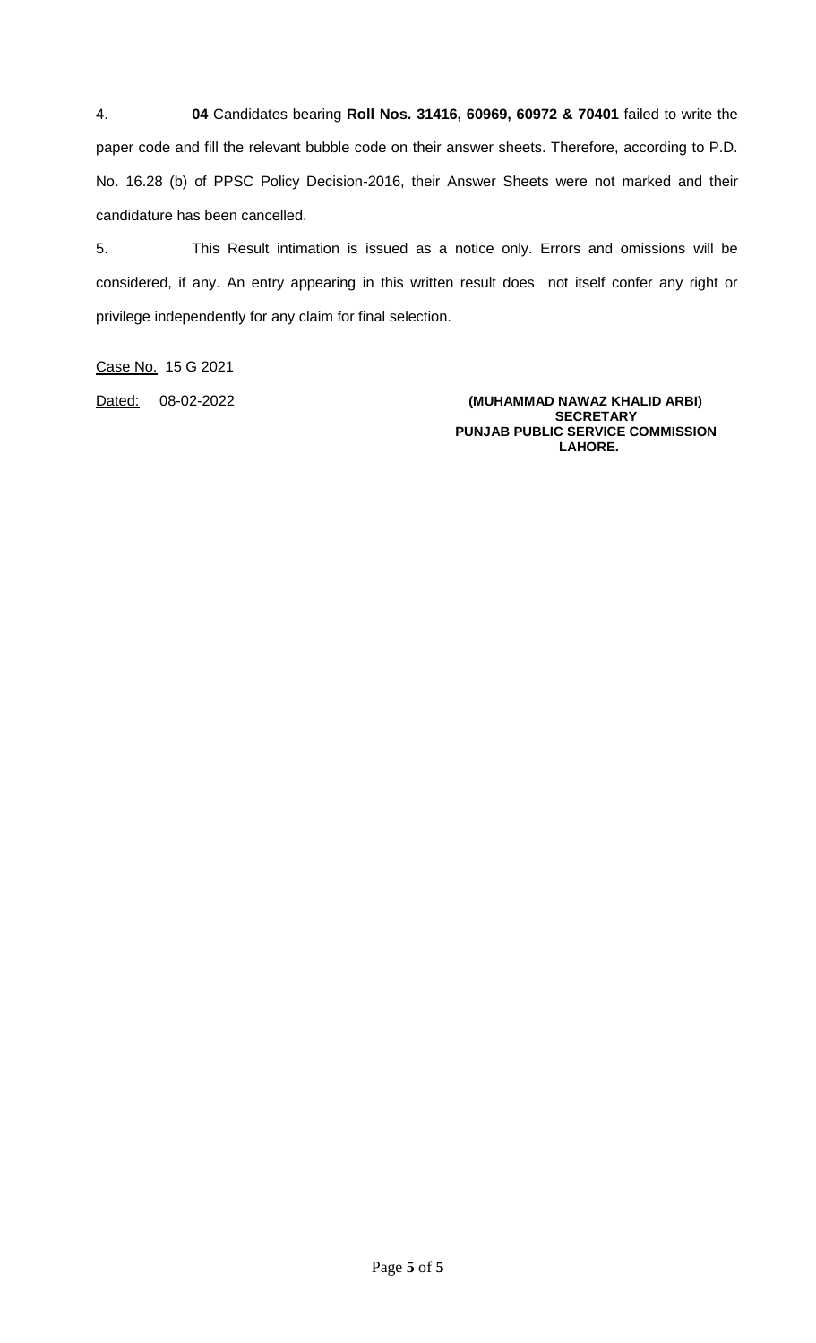4. **04** Candidates bearing **Roll Nos. 31416, 60969, 60972 & 70401** failed to write the paper code and fill the relevant bubble code on their answer sheets. Therefore, according to P.D. No. 16.28 (b) of PPSC Policy Decision-2016, their Answer Sheets were not marked and their candidature has been cancelled.

5. This Result intimation is issued as a notice only. Errors and omissions will be considered, if any. An entry appearing in this written result does not itself confer any right or privilege independently for any claim for final selection.

Case No. 15 G 2021

Dated: 08-02-2022

**(MUHAMMAD NAWAZ KHALID ARBI)**
**SECRETARY**
**PUNJAB PUBLIC SERVICE COMMISSION**
**LAHORE.**